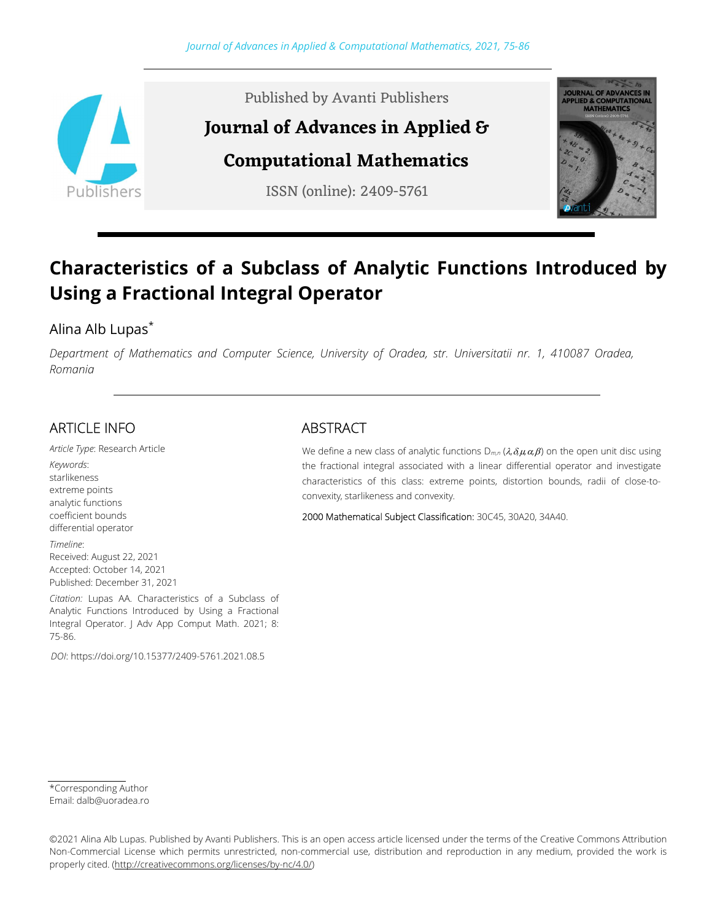Published by Avanti Publishers

**Journal of Advances in Applied & Computational Mathematics**

ISSN (online): 2409-5761

# Characteristics of a Subclass of Analytic Functions Introduced by Using a Fractional Integral Operator

Alina Alb Lupas*

*Department of Mathematics and Computer Science, University of Oradea, str. Universitatii nr. 1, 410087 Oradea, Romania*

## ARTICLE INFO

*Article Type*: Research Article

*Keywords*:
starlikeness
extreme points
analytic functions
coefficient bounds
differential operator

*Timeline*:
Received: August 22, 2021
Accepted: October 14, 2021
Published: December 31, 2021

*Citation:* Lupas AA. Characteristics of a Subclass of Analytic Functions Introduced by Using a Fractional Integral Operator. J Adv App Comput Math. 2021; 8: 75-86.

*DOI*: https://doi.org/10.15377/2409-5761.2021.08.5

## ABSTRACT

We define a new class of analytic functions $D_{m,n}(\lambda,\delta,\mu,\alpha,\beta)$ on the open unit disc using the fractional integral associated with a linear differential operator and investigate characteristics of this class: extreme points, distortion bounds, radii of close-to-convexity, starlikeness and convexity.

2000 Mathematical Subject Classification: 30C45, 30A20, 34A40.

*Corresponding Author
Email: dalb@uoradea.ro

©2021 Alina Alb Lupas. Published by Avanti Publishers. This is an open access article licensed under the terms of the Creative Commons Attribution Non-Commercial License which permits unrestricted, non-commercial use, distribution and reproduction in any medium, provided the work is properly cited. (http://creativecommons.org/licenses/by-nc/4.0/)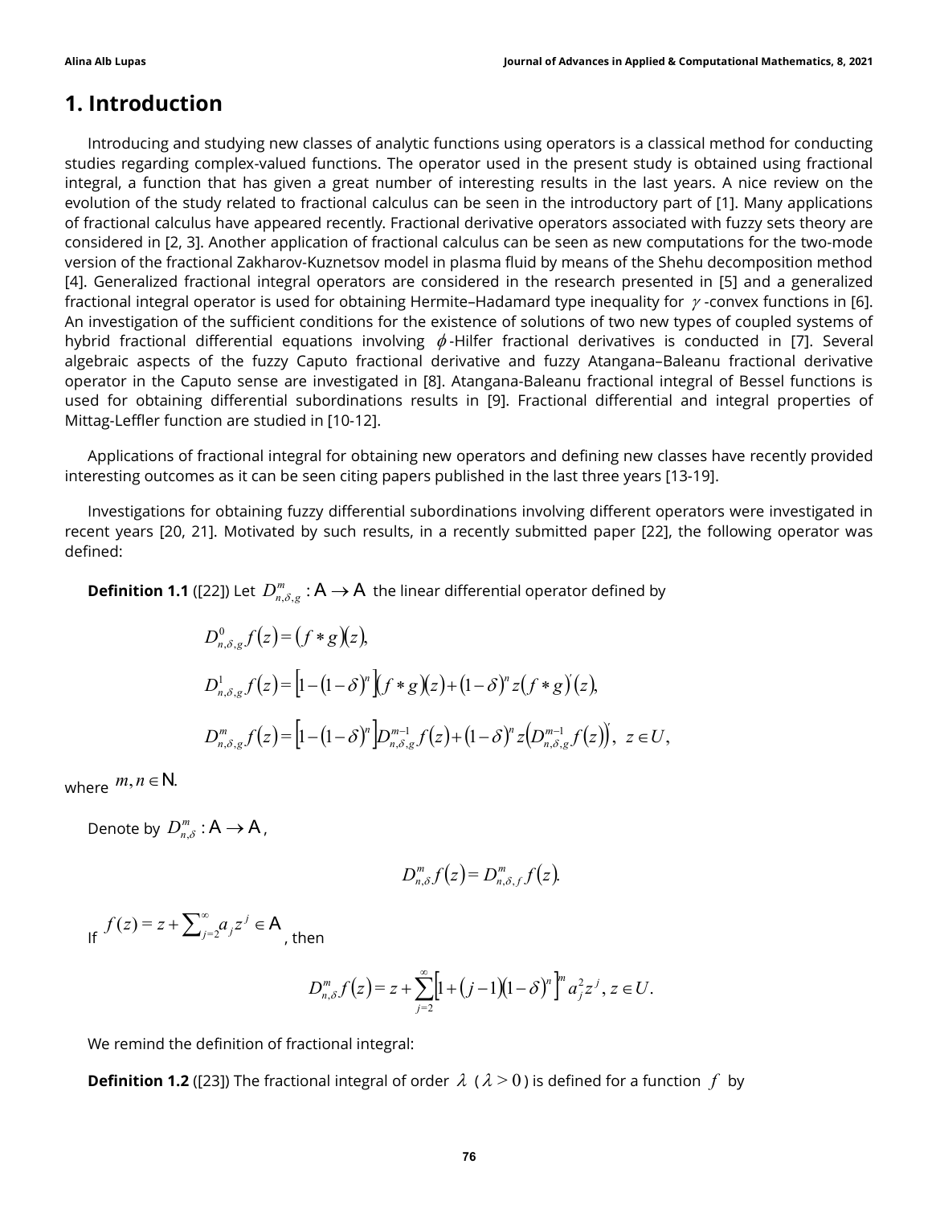## 1. Introduction

Introducing and studying new classes of analytic functions using operators is a classical method for conducting studies regarding complex-valued functions. The operator used in the present study is obtained using fractional integral, a function that has given a great number of interesting results in the last years. A nice review on the evolution of the study related to fractional calculus can be seen in the introductory part of [1]. Many applications of fractional calculus have appeared recently. Fractional derivative operators associated with fuzzy sets theory are considered in [2, 3]. Another application of fractional calculus can be seen as new computations for the two-mode version of the fractional Zakharov-Kuznetsov model in plasma fluid by means of the Shehu decomposition method [4]. Generalized fractional integral operators are considered in the research presented in [5] and a generalized fractional integral operator is used for obtaining Hermite–Hadamard type inequality for $\gamma$-convex functions in [6]. An investigation of the sufficient conditions for the existence of solutions of two new types of coupled systems of hybrid fractional differential equations involving $\phi$-Hilfer fractional derivatives is conducted in [7]. Several algebraic aspects of the fuzzy Caputo fractional derivative and fuzzy Atangana–Baleanu fractional derivative operator in the Caputo sense are investigated in [8]. Atangana-Baleanu fractional integral of Bessel functions is used for obtaining differential subordinations results in [9]. Fractional differential and integral properties of Mittag-Leffler function are studied in [10-12].

Applications of fractional integral for obtaining new operators and defining new classes have recently provided interesting outcomes as it can be seen citing papers published in the last three years [13-19].

Investigations for obtaining fuzzy differential subordinations involving different operators were investigated in recent years [20, 21]. Motivated by such results, in a recently submitted paper [22], the following operator was defined:

**Definition 1.1** ([22]) Let $D^m_{n,\delta,g} : \mathcal{A} \to \mathcal{A}$ the linear differential operator defined by

$$D^0_{n,\delta,g} f(z) = (f * g)(z),$$

$$D^1_{n,\delta,g} f(z) = \left[1-(1-\delta)^n\right](f * g)(z) + (1-\delta)^n z (f * g)'(z),$$

$$D^m_{n,\delta,g} f(z) = \left[1-(1-\delta)^n\right] D^{m-1}_{n,\delta,g} f(z) + (1-\delta)^n z \left(D^{m-1}_{n,\delta,g} f(z)\right)', \quad z \in U,$$

where $m, n \in \mathbb{N}$.

Denote by $D^m_{n,\delta} : \mathcal{A} \to \mathcal{A}$,

$$D^m_{n,\delta} f(z) = D^m_{n,\delta,f} f(z).$$

If $f(z) = z + \sum_{j=2}^{\infty} a_j z^j \in \mathcal{A}$, then

$$D^m_{n,\delta} f(z) = z + \sum_{j=2}^{\infty} \left[1 + (j-1)(1-\delta)^n\right]^m a_j^2 z^j, \; z \in U.$$

We remind the definition of fractional integral:

**Definition 1.2** ([23]) The fractional integral of order $\lambda$ ($\lambda > 0$) is defined for a function $f$ by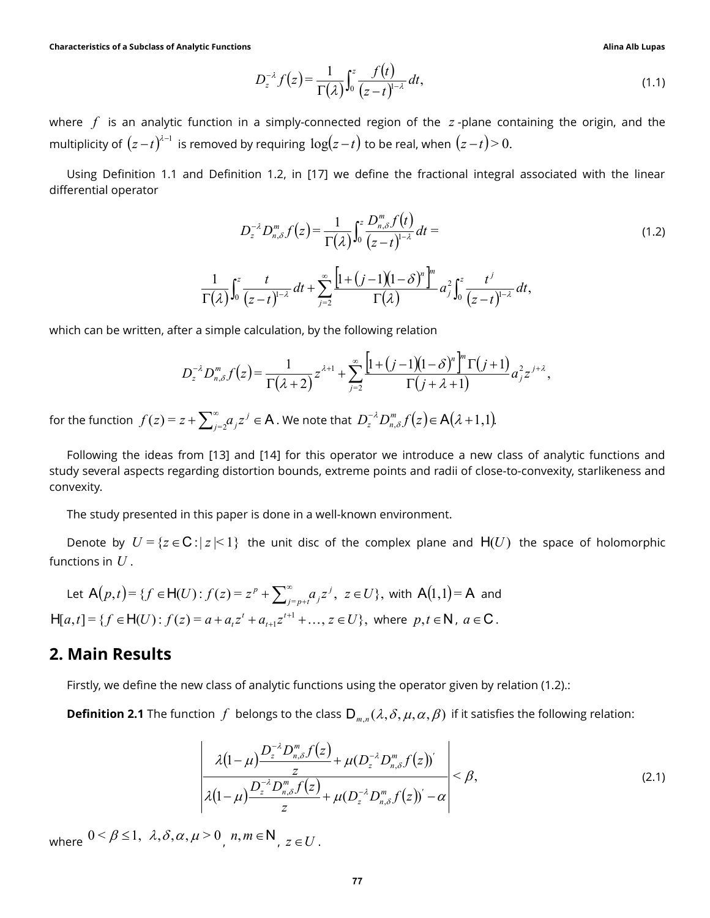$$D_z^{-\lambda} f(z) = \frac{1}{\Gamma(\lambda)} \int_0^z \frac{f(t)}{(z-t)^{1-\lambda}} dt, \tag{1.1}$$

where $f$ is an analytic function in a simply-connected region of the $z$-plane containing the origin, and the multiplicity of $(z-t)^{\lambda-1}$ is removed by requiring $\log(z-t)$ to be real, when $(z-t) > 0$.

Using Definition 1.1 and Definition 1.2, in [17] we define the fractional integral associated with the linear differential operator

$$D_z^{-\lambda} D_{n,\delta}^m f(z) = \frac{1}{\Gamma(\lambda)} \int_0^z \frac{D_{n,\delta}^m f(t)}{(z-t)^{1-\lambda}} dt = \tag{1.2}$$

$$\frac{1}{\Gamma(\lambda)} \int_0^z \frac{t}{(z-t)^{1-\lambda}} dt + \sum_{j=2}^{\infty} \frac{\left[1+(j-1)(1-\delta)^n\right]^m}{\Gamma(\lambda)} a_j^2 \int_0^z \frac{t^j}{(z-t)^{1-\lambda}} dt,$$

which can be written, after a simple calculation, by the following relation

$$D_z^{-\lambda} D_{n,\delta}^m f(z) = \frac{1}{\Gamma(\lambda+2)} z^{\lambda+1} + \sum_{j=2}^{\infty} \frac{\left[1+(j-1)(1-\delta)^n\right]^m \Gamma(j+1)}{\Gamma(j+\lambda+1)} a_j^2 z^{j+\lambda},$$

for the function $f(z) = z + \sum_{j=2}^{\infty} a_j z^j \in \mathrm{A}$. We note that $D_z^{-\lambda} D_{n,\delta}^m f(z) \in \mathrm{A}(\lambda+1,1)$.

Following the ideas from [13] and [14] for this operator we introduce a new class of analytic functions and study several aspects regarding distortion bounds, extreme points and radii of close-to-convexity, starlikeness and convexity.

The study presented in this paper is done in a well-known environment.

Denote by $U = \{z \in \mathrm{C} : |z| < 1\}$ the unit disc of the complex plane and $\mathrm{H}(U)$ the space of holomorphic functions in $U$.

Let $\mathrm{A}(p,t) = \{f \in \mathrm{H}(U) : f(z) = z^p + \sum_{j=p+t}^{\infty} a_j z^j,\ z \in U\}$, with $\mathrm{A}(1,1) = \mathrm{A}$ and $\mathrm{H}[a,t] = \{f \in \mathrm{H}(U) : f(z) = a + a_t z^t + a_{t+1} z^{t+1} + \ldots,\ z \in U\}$, where $p, t \in \mathrm{N}$, $a \in \mathrm{C}$.

## 2. Main Results

Firstly, we define the new class of analytic functions using the operator given by relation (1.2).:

**Definition 2.1** The function $f$ belongs to the class $\mathrm{D}_{m,n}(\lambda, \delta, \mu, \alpha, \beta)$ if it satisfies the following relation:

$$\left| \frac{\lambda(1-\mu)\dfrac{D_z^{-\lambda} D_{n,\delta}^m f(z)}{z} + \mu(D_z^{-\lambda} D_{n,\delta}^m f(z))'}{\lambda(1-\mu)\dfrac{D_z^{-\lambda} D_{n,\delta}^m f(z)}{z} + \mu(D_z^{-\lambda} D_{n,\delta}^m f(z))' - \alpha} \right| < \beta, \tag{2.1}$$

where $0 < \beta \le 1,\ \lambda, \delta, \alpha, \mu > 0$, $n, m \in \mathrm{N}$, $z \in U$.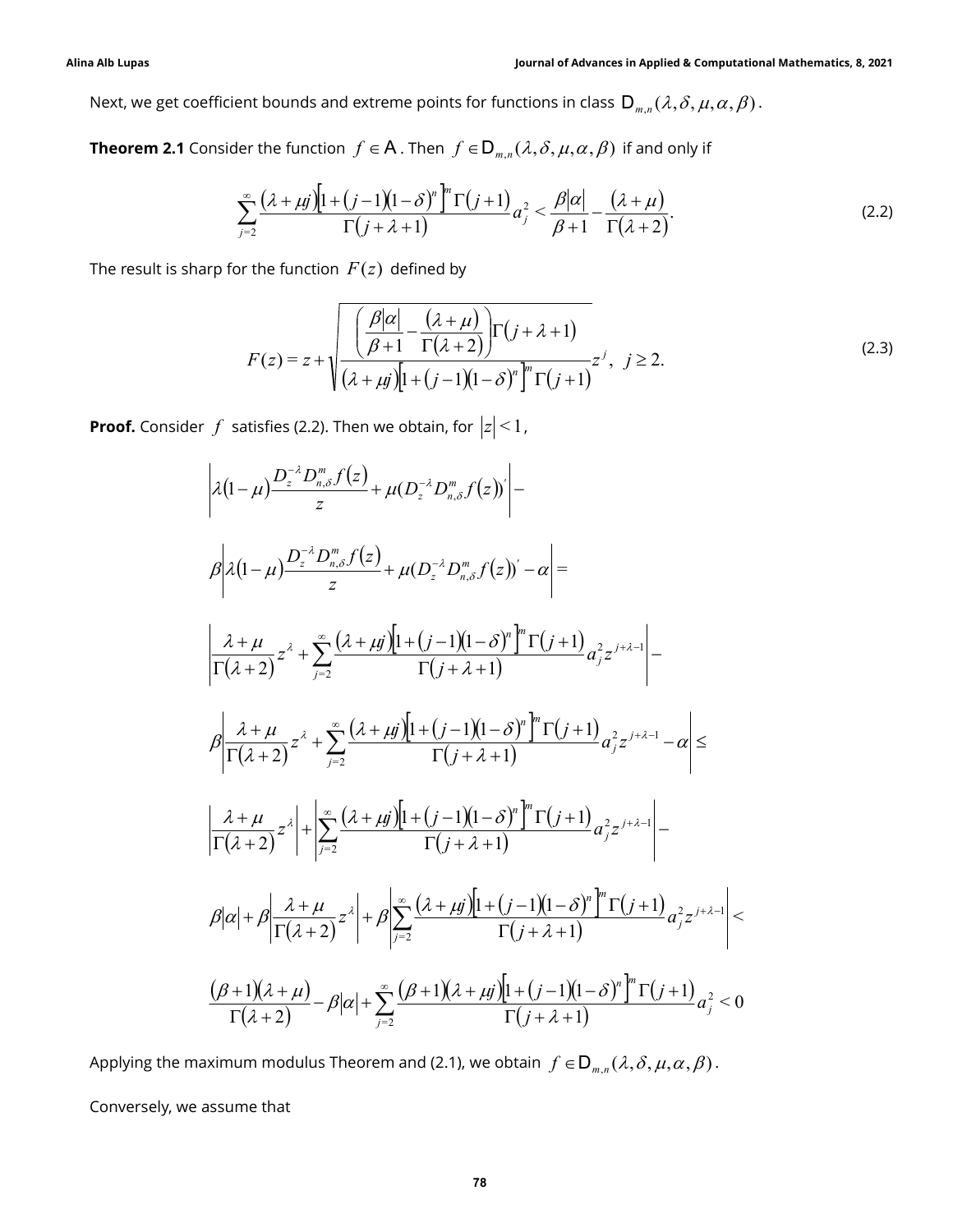Next, we get coefficient bounds and extreme points for functions in class $\mathrm{D}_{m,n}(\lambda,\delta,\mu,\alpha,\beta)$.

**Theorem 2.1** Consider the function $f \in \mathrm{A}$. Then $f \in \mathrm{D}_{m,n}(\lambda,\delta,\mu,\alpha,\beta)$ if and only if

$$\sum_{j=2}^{\infty} \frac{(\lambda+\mu j)\left[1+(j-1)(1-\delta)^n\right]^m \Gamma(j+1)}{\Gamma(j+\lambda+1)} a_j^2 < \frac{\beta|\alpha|}{\beta+1} - \frac{(\lambda+\mu)}{\Gamma(\lambda+2)}. \tag{2.2}$$

The result is sharp for the function $F(z)$ defined by

$$F(z) = z + \sqrt{\frac{\left(\frac{\beta|\alpha|}{\beta+1} - \frac{(\lambda+\mu)}{\Gamma(\lambda+2)}\right)\Gamma(j+\lambda+1)}{(\lambda+\mu j)\left[1+(j-1)(1-\delta)^n\right]^m \Gamma(j+1)}} z^j, \quad j \geq 2. \tag{2.3}$$

**Proof.** Consider $f$ satisfies (2.2). Then we obtain, for $|z|<1$,

$$\left|\lambda(1-\mu)\frac{D_z^{-\lambda} D_{n,\delta}^m f(z)}{z} + \mu(D_z^{-\lambda} D_{n,\delta}^m f(z))'\right| -$$

$$\beta\left|\lambda(1-\mu)\frac{D_z^{-\lambda} D_{n,\delta}^m f(z)}{z} + \mu(D_z^{-\lambda} D_{n,\delta}^m f(z))' - \alpha\right| =$$

$$\left|\frac{\lambda+\mu}{\Gamma(\lambda+2)} z^\lambda + \sum_{j=2}^{\infty} \frac{(\lambda+\mu j)\left[1+(j-1)(1-\delta)^n\right]^m \Gamma(j+1)}{\Gamma(j+\lambda+1)} a_j^2 z^{j+\lambda-1}\right| -$$

$$\beta\left|\frac{\lambda+\mu}{\Gamma(\lambda+2)} z^\lambda + \sum_{j=2}^{\infty} \frac{(\lambda+\mu j)\left[1+(j-1)(1-\delta)^n\right]^m \Gamma(j+1)}{\Gamma(j+\lambda+1)} a_j^2 z^{j+\lambda-1} - \alpha\right| \leq$$

$$\left|\frac{\lambda+\mu}{\Gamma(\lambda+2)} z^\lambda\right| + \left|\sum_{j=2}^{\infty} \frac{(\lambda+\mu j)\left[1+(j-1)(1-\delta)^n\right]^m \Gamma(j+1)}{\Gamma(j+\lambda+1)} a_j^2 z^{j+\lambda-1}\right| -$$

$$\beta|\alpha| + \beta\left|\frac{\lambda+\mu}{\Gamma(\lambda+2)} z^\lambda\right| + \beta\left|\sum_{j=2}^{\infty} \frac{(\lambda+\mu j)\left[1+(j-1)(1-\delta)^n\right]^m \Gamma(j+1)}{\Gamma(j+\lambda+1)} a_j^2 z^{j+\lambda-1}\right| <$$

$$\frac{(\beta+1)(\lambda+\mu)}{\Gamma(\lambda+2)} - \beta|\alpha| + \sum_{j=2}^{\infty} \frac{(\beta+1)(\lambda+\mu j)\left[1+(j-1)(1-\delta)^n\right]^m \Gamma(j+1)}{\Gamma(j+\lambda+1)} a_j^2 < 0$$

Applying the maximum modulus Theorem and (2.1), we obtain $f \in \mathrm{D}_{m,n}(\lambda,\delta,\mu,\alpha,\beta)$.

Conversely, we assume that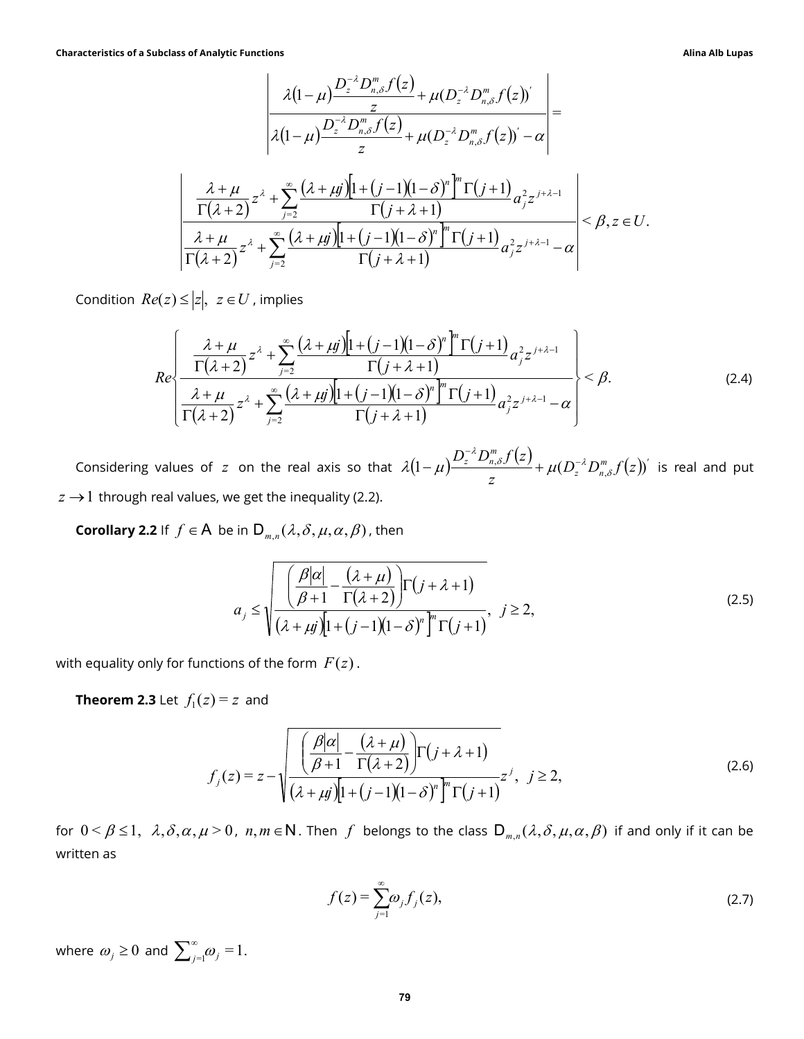$$\left| \frac{\lambda(1-\mu)\dfrac{D_z^{-\lambda} D_{n,\delta}^m f(z)}{z} + \mu(D_z^{-\lambda} D_{n,\delta}^m f(z))'}{\lambda(1-\mu)\dfrac{D_z^{-\lambda} D_{n,\delta}^m f(z)}{z} + \mu(D_z^{-\lambda} D_{n,\delta}^m f(z))' - \alpha} \right| =$$

$$\left| \frac{\dfrac{\lambda+\mu}{\Gamma(\lambda+2)} z^{\lambda} + \sum_{j=2}^{\infty} \dfrac{(\lambda+\mu j)\left[1+(j-1)(1-\delta)^n\right]^m \Gamma(j+1)}{\Gamma(j+\lambda+1)} a_j^2 z^{j+\lambda-1}}{\dfrac{\lambda+\mu}{\Gamma(\lambda+2)} z^{\lambda} + \sum_{j=2}^{\infty} \dfrac{(\lambda+\mu j)\left[1+(j-1)(1-\delta)^n\right]^m \Gamma(j+1)}{\Gamma(j+\lambda+1)} a_j^2 z^{j+\lambda-1} - \alpha} \right| < \beta, z \in U.$$

Condition $Re(z) \le |z|, \ z \in U$, implies

$$Re\left\{ \frac{\dfrac{\lambda+\mu}{\Gamma(\lambda+2)} z^{\lambda} + \sum_{j=2}^{\infty} \dfrac{(\lambda+\mu j)\left[1+(j-1)(1-\delta)^n\right]^m \Gamma(j+1)}{\Gamma(j+\lambda+1)} a_j^2 z^{j+\lambda-1}}{\dfrac{\lambda+\mu}{\Gamma(\lambda+2)} z^{\lambda} + \sum_{j=2}^{\infty} \dfrac{(\lambda+\mu j)\left[1+(j-1)(1-\delta)^n\right]^m \Gamma(j+1)}{\Gamma(j+\lambda+1)} a_j^2 z^{j+\lambda-1} - \alpha} \right\} < \beta. \tag{2.4}$$

Considering values of $z$ on the real axis so that $\lambda(1-\mu)\dfrac{D_z^{-\lambda} D_{n,\delta}^m f(z)}{z} + \mu(D_z^{-\lambda} D_{n,\delta}^m f(z))'$ is real and put $z \to 1$ through real values, we get the inequality (2.2).

**Corollary 2.2** If $f \in \mathcal{A}$ be in $\mathcal{D}_{m,n}(\lambda, \delta, \mu, \alpha, \beta)$, then

$$a_j \le \sqrt{\frac{\left(\dfrac{\beta|\alpha|}{\beta+1} - \dfrac{(\lambda+\mu)}{\Gamma(\lambda+2)}\right)\Gamma(j+\lambda+1)}{(\lambda+\mu j)\left[1+(j-1)(1-\delta)^n\right]^m \Gamma(j+1)}}, \ \ j \ge 2, \tag{2.5}$$

with equality only for functions of the form $F(z)$.

**Theorem 2.3** Let $f_1(z) = z$ and

$$f_j(z) = z - \sqrt{\frac{\left(\dfrac{\beta|\alpha|}{\beta+1} - \dfrac{(\lambda+\mu)}{\Gamma(\lambda+2)}\right)\Gamma(j+\lambda+1)}{(\lambda+\mu j)\left[1+(j-1)(1-\delta)^n\right]^m \Gamma(j+1)}} z^j, \ \ j \ge 2, \tag{2.6}$$

for $0 < \beta \le 1, \ \lambda, \delta, \alpha, \mu > 0, \ n, m \in \mathbb{N}$. Then $f$ belongs to the class $\mathcal{D}_{m,n}(\lambda, \delta, \mu, \alpha, \beta)$ if and only if it can be written as

$$f(z) = \sum_{j=1}^{\infty} \omega_j f_j(z), \tag{2.7}$$

where $\omega_j \ge 0$ and $\sum_{j=1}^{\infty} \omega_j = 1.$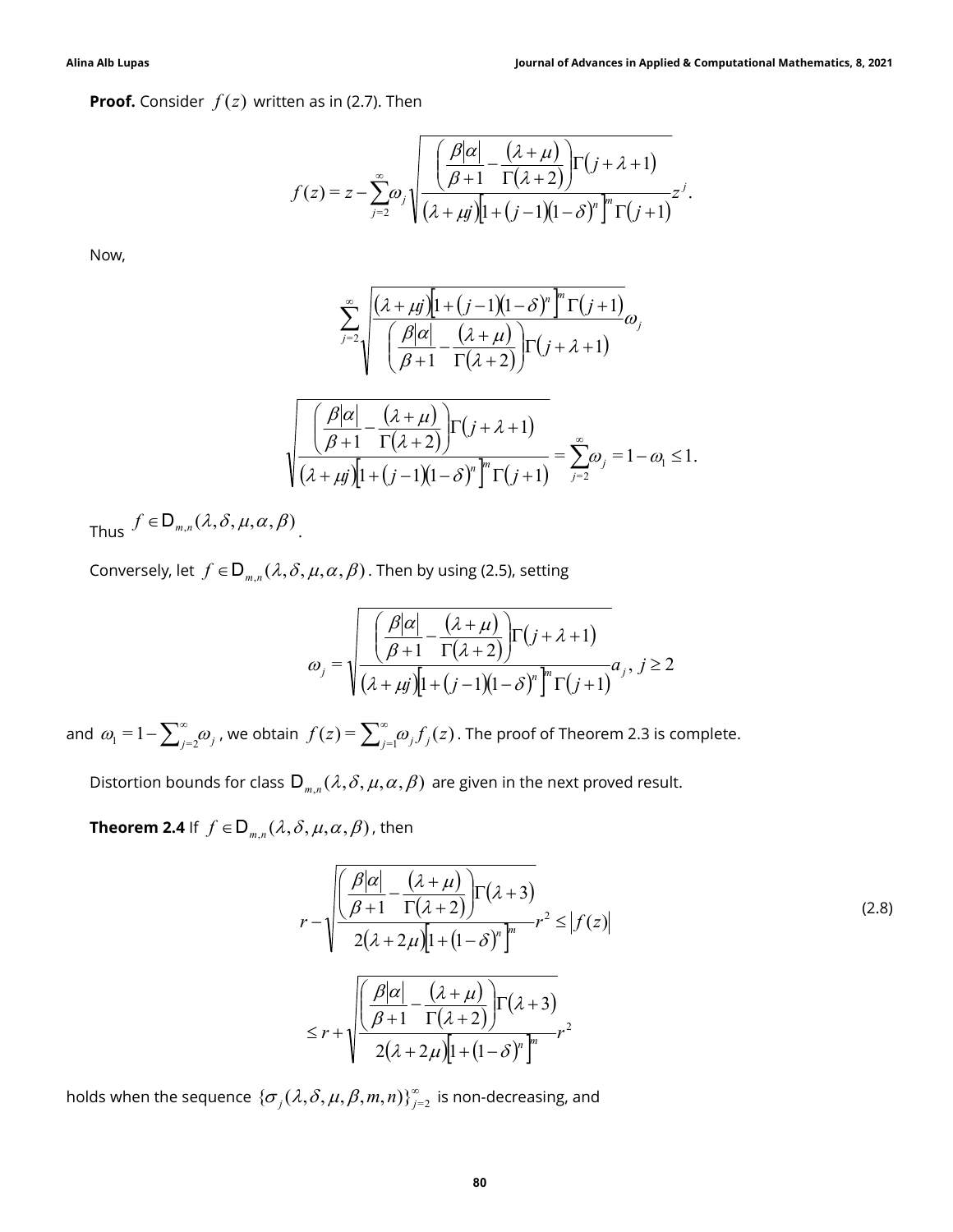**Proof.** Consider $f(z)$ written as in (2.7). Then

$$f(z) = z - \sum_{j=2}^{\infty} \omega_j \sqrt{\frac{\left(\frac{\beta|\alpha|}{\beta+1} - \frac{(\lambda+\mu)}{\Gamma(\lambda+2)}\right)\Gamma(j+\lambda+1)}{(\lambda+\mu j)\left[1+(j-1)(1-\delta)^n\right]^m \Gamma(j+1)}} z^j.$$

Now,

$$\sum_{j=2}^{\infty} \sqrt{\frac{(\lambda+\mu j)\left[1+(j-1)(1-\delta)^n\right]^m \Gamma(j+1)}{\left(\frac{\beta|\alpha|}{\beta+1} - \frac{(\lambda+\mu)}{\Gamma(\lambda+2)}\right)\Gamma(j+\lambda+1)}} \omega_j$$

$$\sqrt{\frac{\left(\frac{\beta|\alpha|}{\beta+1} - \frac{(\lambda+\mu)}{\Gamma(\lambda+2)}\right)\Gamma(j+\lambda+1)}{(\lambda+\mu j)\left[1+(j-1)(1-\delta)^n\right]^m \Gamma(j+1)}} = \sum_{j=2}^{\infty} \omega_j = 1 - \omega_1 \leq 1.$$

Thus $f \in \mathrm{D}_{m,n}(\lambda, \delta, \mu, \alpha, \beta)$.

Conversely, let $f \in \mathrm{D}_{m,n}(\lambda, \delta, \mu, \alpha, \beta)$. Then by using (2.5), setting

$$\omega_j = \sqrt{\frac{\left(\frac{\beta|\alpha|}{\beta+1} - \frac{(\lambda+\mu)}{\Gamma(\lambda+2)}\right)\Gamma(j+\lambda+1)}{(\lambda+\mu j)\left[1+(j-1)(1-\delta)^n\right]^m \Gamma(j+1)}} a_j, \ j \geq 2$$

and $\omega_1 = 1 - \sum_{j=2}^{\infty} \omega_j$, we obtain $f(z) = \sum_{j=1}^{\infty} \omega_j f_j(z)$. The proof of Theorem 2.3 is complete.

Distortion bounds for class $\mathrm{D}_{m,n}(\lambda, \delta, \mu, \alpha, \beta)$ are given in the next proved result.

**Theorem 2.4** If $f \in \mathrm{D}_{m,n}(\lambda, \delta, \mu, \alpha, \beta)$, then

$$r - \sqrt{\frac{\left(\frac{\beta|\alpha|}{\beta+1} - \frac{(\lambda+\mu)}{\Gamma(\lambda+2)}\right)\Gamma(\lambda+3)}{2(\lambda+2\mu)\left[1+(1-\delta)^n\right]^m}} r^2 \leq |f(z)| \tag{2.8}$$

$$\leq r + \sqrt{\frac{\left(\frac{\beta|\alpha|}{\beta+1} - \frac{(\lambda+\mu)}{\Gamma(\lambda+2)}\right)\Gamma(\lambda+3)}{2(\lambda+2\mu)\left[1+(1-\delta)^n\right]^m}} r^2$$

holds when the sequence $\{\sigma_j(\lambda, \delta, \mu, \beta, m, n)\}_{j=2}^{\infty}$ is non-decreasing, and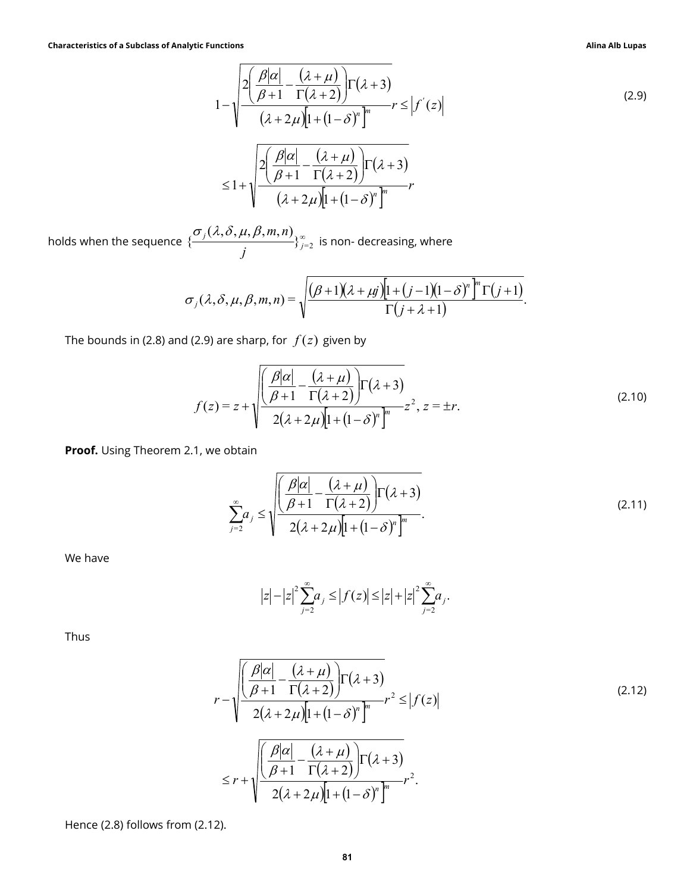$$1-\sqrt{\frac{2\left(\frac{\beta|\alpha|}{\beta+1}-\frac{(\lambda+\mu)}{\Gamma(\lambda+2)}\right)\Gamma(\lambda+3)}{(\lambda+2\mu)\left[1+(1-\delta)^{n}\right]^{m}}}r \le \left|f^{'}(z)\right| \tag{2.9}$$

$$\le 1+\sqrt{\frac{2\left(\frac{\beta|\alpha|}{\beta+1}-\frac{(\lambda+\mu)}{\Gamma(\lambda+2)}\right)\Gamma(\lambda+3)}{(\lambda+2\mu)\left[1+(1-\delta)^{n}\right]^{m}}}r$$

holds when the sequence $\{\frac{\sigma_j(\lambda,\delta,\mu,\beta,m,n)}{j}\}_{j=2}^{\infty}$ is non- decreasing, where

$$\sigma_j(\lambda,\delta,\mu,\beta,m,n)=\sqrt{\frac{(\beta+1)(\lambda+\mu j)\left[1+(j-1)(1-\delta)^{n}\right]^{m}\Gamma(j+1)}{\Gamma(j+\lambda+1)}}.$$

The bounds in (2.8) and (2.9) are sharp, for $f(z)$ given by

$$f(z)=z+\sqrt{\frac{\left(\frac{\beta|\alpha|}{\beta+1}-\frac{(\lambda+\mu)}{\Gamma(\lambda+2)}\right)\Gamma(\lambda+3)}{2(\lambda+2\mu)\left[1+(1-\delta)^{n}\right]^{m}}}z^{2},\ z=\pm r. \tag{2.10}$$

**Proof.** Using Theorem 2.1, we obtain

$$\sum_{j=2}^{\infty}a_j \le \sqrt{\frac{\left(\frac{\beta|\alpha|}{\beta+1}-\frac{(\lambda+\mu)}{\Gamma(\lambda+2)}\right)\Gamma(\lambda+3)}{2(\lambda+2\mu)\left[1+(1-\delta)^{n}\right]^{m}}}. \tag{2.11}$$

We have

$$|z|-|z|^{2}\sum_{j=2}^{\infty}a_j \le |f(z)| \le |z|+|z|^{2}\sum_{j=2}^{\infty}a_j.$$

Thus

$$r-\sqrt{\frac{\left(\frac{\beta|\alpha|}{\beta+1}-\frac{(\lambda+\mu)}{\Gamma(\lambda+2)}\right)\Gamma(\lambda+3)}{2(\lambda+2\mu)\left[1+(1-\delta)^{n}\right]^{m}}}r^{2} \le |f(z)| \tag{2.12}$$

$$\le r+\sqrt{\frac{\left(\frac{\beta|\alpha|}{\beta+1}-\frac{(\lambda+\mu)}{\Gamma(\lambda+2)}\right)\Gamma(\lambda+3)}{2(\lambda+2\mu)\left[1+(1-\delta)^{n}\right]^{m}}}r^{2}.$$

Hence (2.8) follows from (2.12).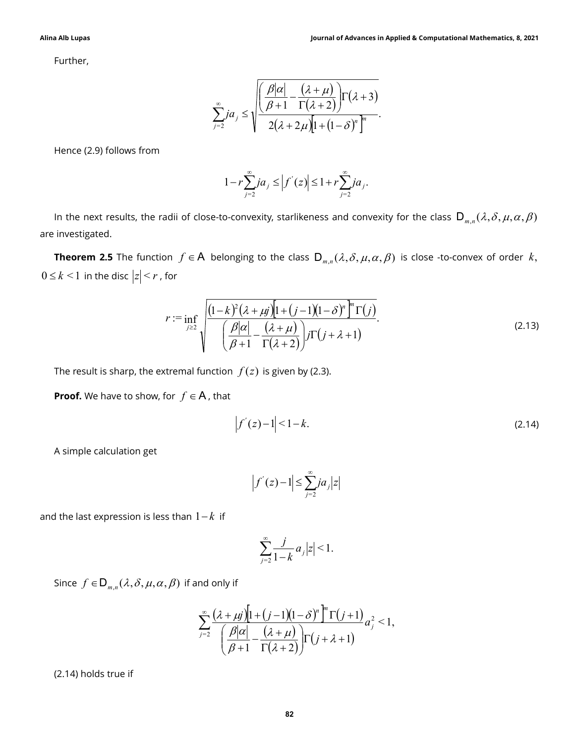Further,

$$\sum_{j=2}^{\infty} ja_j \leq \sqrt{\frac{\left(\frac{\beta|\alpha|}{\beta+1} - \frac{(\lambda+\mu)}{\Gamma(\lambda+2)}\right)\Gamma(\lambda+3)}{2(\lambda+2\mu)\left[1+(1-\delta)^n\right]^m}}.$$

Hence (2.9) follows from

$$1 - r\sum_{j=2}^{\infty} ja_j \leq \left|f'(z)\right| \leq 1 + r\sum_{j=2}^{\infty} ja_j.$$

In the next results, the radii of close-to-convexity, starlikeness and convexity for the class $\mathsf{D}_{m,n}(\lambda,\delta,\mu,\alpha,\beta)$ are investigated.

**Theorem 2.5** The function $f \in \mathsf{A}$ belonging to the class $\mathsf{D}_{m,n}(\lambda,\delta,\mu,\alpha,\beta)$ is close -to-convex of order $k$, $0 \leq k < 1$ in the disc $|z| < r$, for

$$r := \inf_{j \geq 2} \sqrt{\frac{(1-k)^2(\lambda+\mu j)\left[1+(j-1)(1-\delta)^n\right]^m \Gamma(j)}{\left(\frac{\beta|\alpha|}{\beta+1} - \frac{(\lambda+\mu)}{\Gamma(\lambda+2)}\right) j\Gamma(j+\lambda+1)}}. \tag{2.13}$$

The result is sharp, the extremal function $f(z)$ is given by (2.3).

**Proof.** We have to show, for $f \in \mathsf{A}$, that

$$\left|f'(z) - 1\right| < 1 - k. \tag{2.14}$$

A simple calculation get

$$\left|f'(z) - 1\right| \leq \sum_{j=2}^{\infty} ja_j|z|$$

and the last expression is less than $1-k$ if

$$\sum_{j=2}^{\infty} \frac{j}{1-k} a_j |z| < 1.$$

Since $f \in \mathsf{D}_{m,n}(\lambda,\delta,\mu,\alpha,\beta)$ if and only if

$$\sum_{j=2}^{\infty} \frac{(\lambda+\mu j)\left[1+(j-1)(1-\delta)^n\right]^m \Gamma(j+1)}{\left(\frac{\beta|\alpha|}{\beta+1} - \frac{(\lambda+\mu)}{\Gamma(\lambda+2)}\right)\Gamma(j+\lambda+1)} a_j^2 < 1,$$

(2.14) holds true if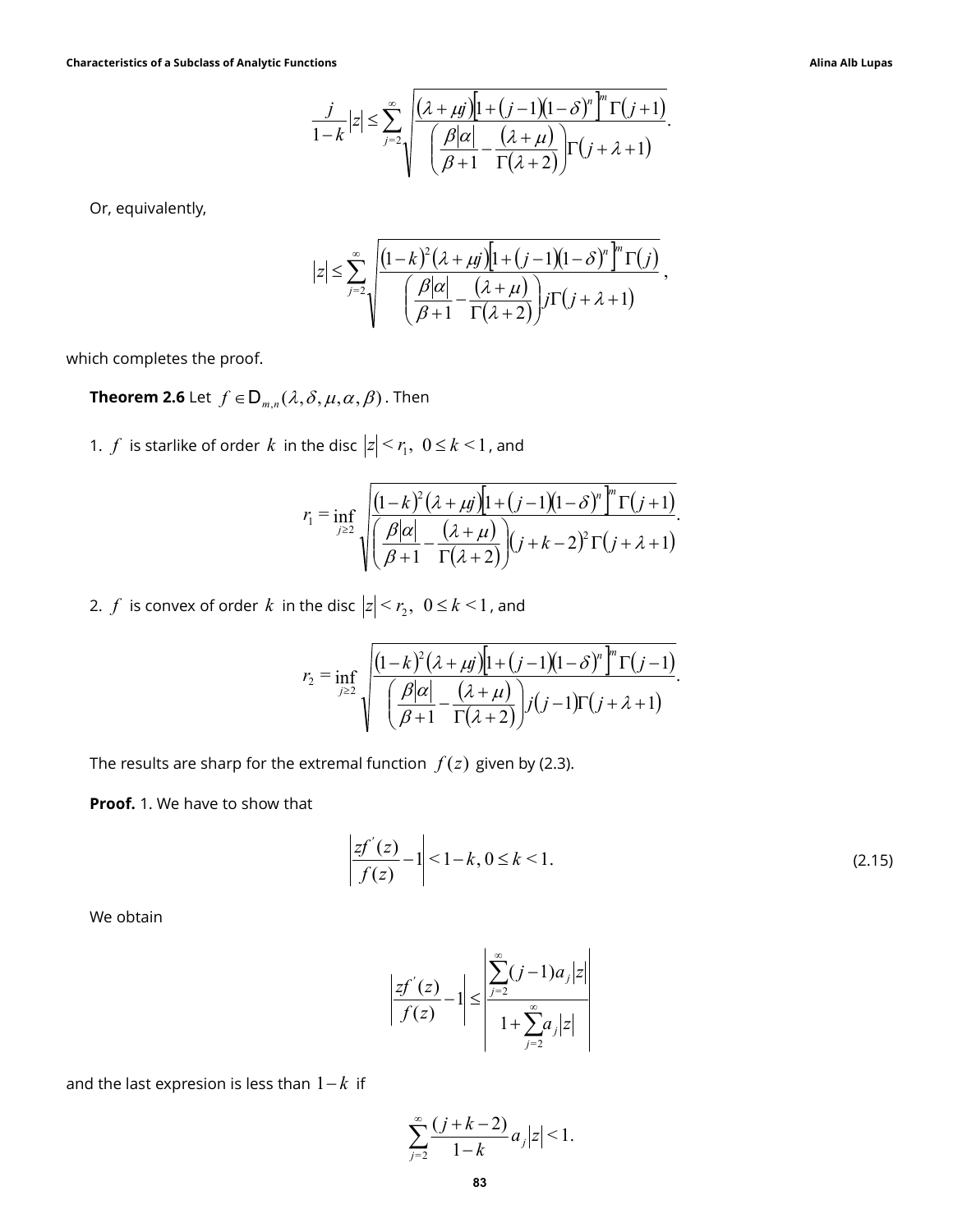$$\frac{j}{1-k}|z| \le \sum_{j=2}^{\infty} \sqrt{\frac{(\lambda+\mu j)\left[1+(j-1)(1-\delta)^n\right]^m \Gamma(j+1)}{\left(\frac{\beta|\alpha|}{\beta+1}-\frac{(\lambda+\mu)}{\Gamma(\lambda+2)}\right)\Gamma(j+\lambda+1)}}.$$

Or, equivalently,

$$|z| \le \sum_{j=2}^{\infty} \sqrt{\frac{(1-k)^2(\lambda+\mu j)\left[1+(j-1)(1-\delta)^n\right]^m \Gamma(j)}{\left(\frac{\beta|\alpha|}{\beta+1}-\frac{(\lambda+\mu)}{\Gamma(\lambda+2)}\right) j\Gamma(j+\lambda+1)}},$$

which completes the proof.

**Theorem 2.6** Let $f \in D_{m,n}(\lambda,\delta,\mu,\alpha,\beta)$. Then

1. $f$ is starlike of order $k$ in the disc $|z| < r_1,\ 0 \le k < 1$, and

$$r_1 = \inf_{j \ge 2} \sqrt{\frac{(1-k)^2(\lambda+\mu j)\left[1+(j-1)(1-\delta)^n\right]^m \Gamma(j+1)}{\left(\frac{\beta|\alpha|}{\beta+1}-\frac{(\lambda+\mu)}{\Gamma(\lambda+2)}\right)(j+k-2)^2\Gamma(j+\lambda+1)}}.$$

2. $f$ is convex of order $k$ in the disc $|z| < r_2,\ 0 \le k < 1$, and

$$r_2 = \inf_{j \ge 2} \sqrt{\frac{(1-k)^2(\lambda+\mu j)\left[1+(j-1)(1-\delta)^n\right]^m \Gamma(j-1)}{\left(\frac{\beta|\alpha|}{\beta+1}-\frac{(\lambda+\mu)}{\Gamma(\lambda+2)}\right) j(j-1)\Gamma(j+\lambda+1)}}.$$

The results are sharp for the extremal function $f(z)$ given by (2.3).

**Proof.** 1. We have to show that

$$\left|\frac{zf'(z)}{f(z)}-1\right| < 1-k,\ 0 \le k < 1. \tag{2.15}$$

We obtain

$$\left|\frac{zf'(z)}{f(z)}-1\right| \le \left|\frac{\sum_{j=2}^{\infty}(j-1)a_j|z|}{1+\sum_{j=2}^{\infty}a_j|z|}\right|$$

and the last expresion is less than $1-k$ if

$$\sum_{j=2}^{\infty}\frac{(j+k-2)}{1-k}a_j|z| < 1.$$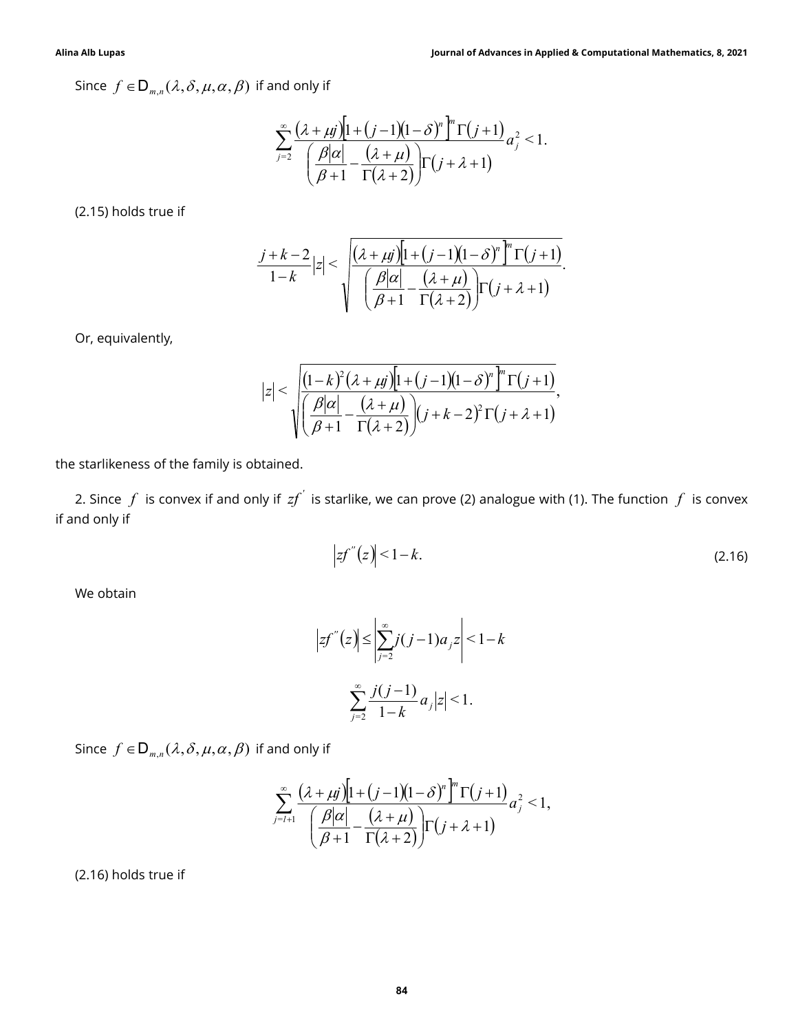Since $f \in \mathrm{D}_{m,n}(\lambda, \delta, \mu, \alpha, \beta)$ if and only if

$$\sum_{j=2}^{\infty} \frac{(\lambda + \mu j)\left[1 + (j-1)(1-\delta)^n\right]^m \Gamma(j+1)}{\left(\frac{\beta|\alpha|}{\beta+1} - \frac{(\lambda+\mu)}{\Gamma(\lambda+2)}\right)\Gamma(j+\lambda+1)} a_j^2 < 1.$$

(2.15) holds true if

$$\frac{j+k-2}{1-k}|z| < \sqrt{\frac{(\lambda + \mu j)\left[1 + (j-1)(1-\delta)^n\right]^m \Gamma(j+1)}{\left(\frac{\beta|\alpha|}{\beta+1} - \frac{(\lambda+\mu)}{\Gamma(\lambda+2)}\right)\Gamma(j+\lambda+1)}}.$$

Or, equivalently,

$$|z| < \sqrt{\frac{(1-k)^2(\lambda + \mu j)\left[1 + (j-1)(1-\delta)^n\right]^m \Gamma(j+1)}{\left(\frac{\beta|\alpha|}{\beta+1} - \frac{(\lambda+\mu)}{\Gamma(\lambda+2)}\right)(j+k-2)^2\Gamma(j+\lambda+1)}},$$

the starlikeness of the family is obtained.

2. Since $f$ is convex if and only if $zf'$ is starlike, we can prove (2) analogue with (1). The function $f$ is convex if and only if

$$\left|zf''(z)\right| < 1-k. \tag{2.16}$$

We obtain

$$\left|zf''(z)\right| \leq \left|\sum_{j=2}^{\infty} j(j-1)a_j z\right| < 1-k$$

$$\sum_{j=2}^{\infty} \frac{j(j-1)}{1-k} a_j |z| < 1.$$

Since $f \in \mathrm{D}_{m,n}(\lambda, \delta, \mu, \alpha, \beta)$ if and only if

$$\sum_{j=l+1}^{\infty} \frac{(\lambda + \mu j)\left[1 + (j-1)(1-\delta)^n\right]^m \Gamma(j+1)}{\left(\frac{\beta|\alpha|}{\beta+1} - \frac{(\lambda+\mu)}{\Gamma(\lambda+2)}\right)\Gamma(j+\lambda+1)} a_j^2 < 1,$$

(2.16) holds true if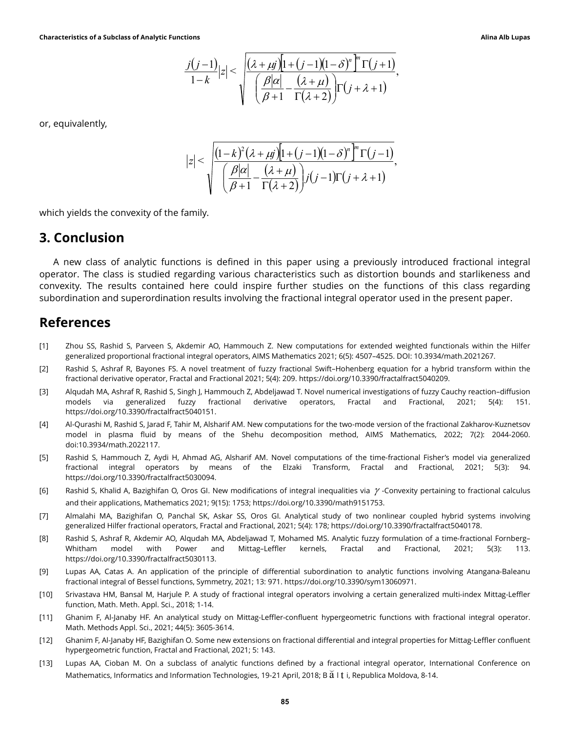$$\frac{j(j-1)}{1-k}|z| < \sqrt{\frac{(\lambda+\mu j)\left[1+(j-1)(1-\delta)^{n}\right]^{m}\Gamma(j+1)}{\left(\frac{\beta|\alpha|}{\beta+1}-\frac{(\lambda+\mu)}{\Gamma(\lambda+2)}\right)\Gamma(j+\lambda+1)}},$$

or, equivalently,

$$|z| < \sqrt{\frac{(1-k)^{2}(\lambda+\mu j)\left[1+(j-1)(1-\delta)^{n}\right]^{m}\Gamma(j-1)}{\left(\frac{\beta|\alpha|}{\beta+1}-\frac{(\lambda+\mu)}{\Gamma(\lambda+2)}\right)j(j-1)\Gamma(j+\lambda+1)}},$$

which yields the convexity of the family.

## 3. Conclusion

A new class of analytic functions is defined in this paper using a previously introduced fractional integral operator. The class is studied regarding various characteristics such as distortion bounds and starlikeness and convexity. The results contained here could inspire further studies on the functions of this class regarding subordination and superordination results involving the fractional integral operator used in the present paper.

## References

[1] Zhou SS, Rashid S, Parveen S, Akdemir AO, Hammouch Z. New computations for extended weighted functionals within the Hilfer generalized proportional fractional integral operators, AIMS Mathematics 2021; 6(5): 4507–4525. DOI: 10.3934/math.2021267.

[2] Rashid S, Ashraf R, Bayones FS. A novel treatment of fuzzy fractional Swift–Hohenberg equation for a hybrid transform within the fractional derivative operator, Fractal and Fractional 2021; 5(4): 209. https://doi.org/10.3390/fractalfract5040209.

[3] Alqudah MA, Ashraf R, Rashid S, Singh J, Hammouch Z, Abdeljawad T. Novel numerical investigations of fuzzy Cauchy reaction–diffusion models via generalized fuzzy fractional derivative operators, Fractal and Fractional, 2021; 5(4): 151. https://doi.org/10.3390/fractalfract5040151.

[4] Al-Qurashi M, Rashid S, Jarad F, Tahir M, Alsharif AM. New computations for the two-mode version of the fractional Zakharov-Kuznetsov model in plasma fluid by means of the Shehu decomposition method, AIMS Mathematics, 2022; 7(2): 2044-2060. doi:10.3934/math.2022117.

[5] Rashid S, Hammouch Z, Aydi H, Ahmad AG, Alsharif AM. Novel computations of the time-fractional Fisher's model via generalized fractional integral operators by means of the Elzaki Transform, Fractal and Fractional, 2021; 5(3): 94. https://doi.org/10.3390/fractalfract5030094.

[6] Rashid S, Khalid A, Bazighifan O, Oros GI. New modifications of integral inequalities via $\gamma$ -Convexity pertaining to fractional calculus and their applications, Mathematics 2021; 9(15): 1753; https://doi.org/10.3390/math9151753.

[7] Almalahi MA, Bazighifan O, Panchal SK, Askar SS, Oros GI. Analytical study of two nonlinear coupled hybrid systems involving generalized Hilfer fractional operators, Fractal and Fractional, 2021; 5(4): 178; https://doi.org/10.3390/fractalfract5040178.

[8] Rashid S, Ashraf R, Akdemir AO, Alqudah MA, Abdeljawad T, Mohamed MS. Analytic fuzzy formulation of a time-fractional Fornberg–Whitham model with Power and Mittag–Leffler kernels, Fractal and Fractional, 2021; 5(3): 113. https://doi.org/10.3390/fractalfract5030113.

[9] Lupas AA, Catas A. An application of the principle of differential subordination to analytic functions involving Atangana-Baleanu fractional integral of Bessel functions, Symmetry, 2021; 13: 971. https://doi.org/10.3390/sym13060971.

[10] Srivastava HM, Bansal M, Harjule P. A study of fractional integral operators involving a certain generalized multi-index Mittag-Leffler function, Math. Meth. Appl. Sci., 2018; 1-14.

[11] Ghanim F, Al-Janaby HF. An analytical study on Mittag-Leffler-confluent hypergeometric functions with fractional integral operator. Math. Methods Appl. Sci., 2021; 44(5): 3605-3614.

[12] Ghanim F, Al-Janaby HF, Bazighifan O. Some new extensions on fractional differential and integral properties for Mittag-Leffler confluent hypergeometric function, Fractal and Fractional, 2021; 5: 143.

[13] Lupas AA, Cioban M. On a subclass of analytic functions defined by a fractional integral operator, International Conference on Mathematics, Informatics and Information Technologies, 19-21 April, 2018; Bălţi, Republica Moldova, 8-14.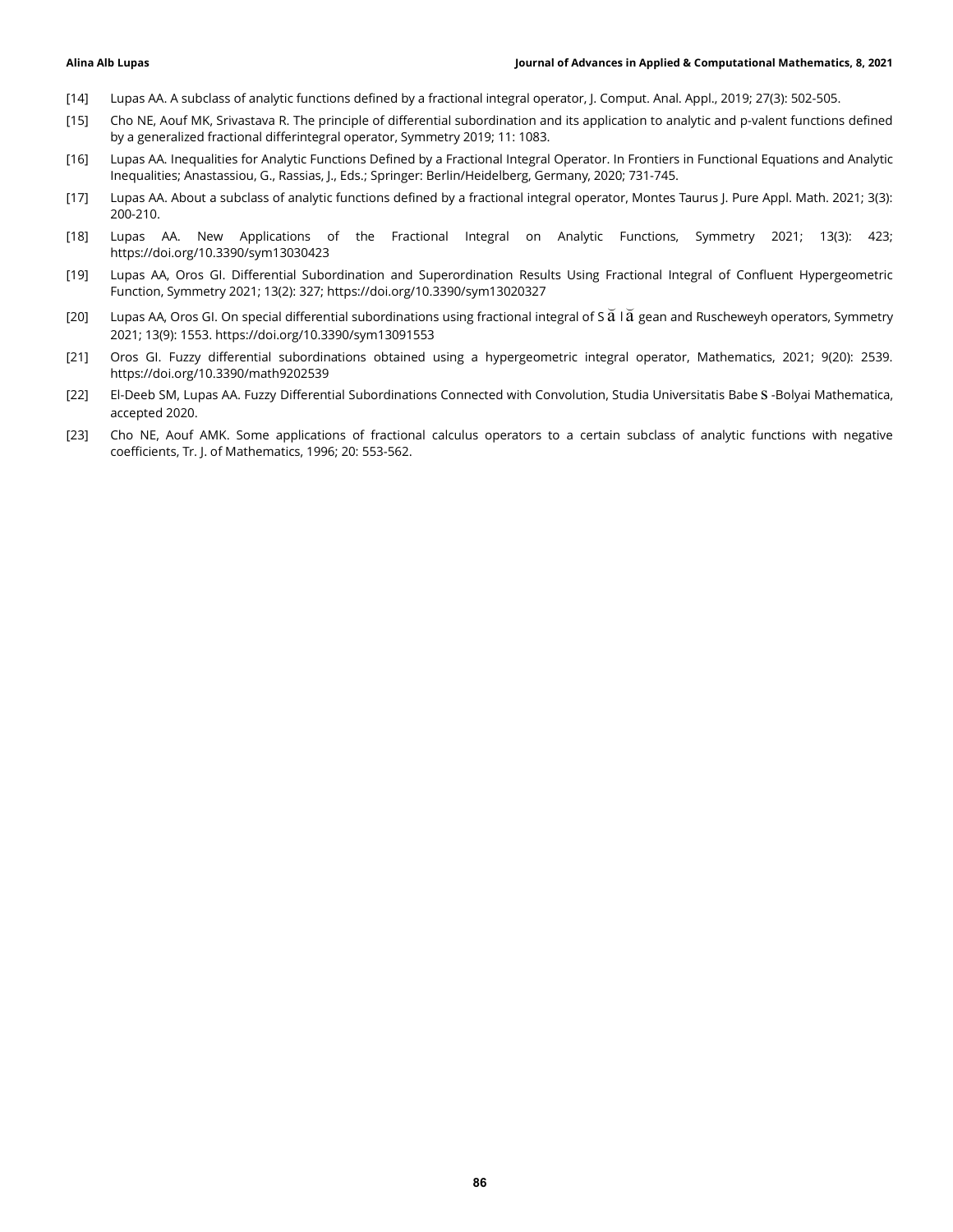[14] Lupas AA. A subclass of analytic functions defined by a fractional integral operator, J. Comput. Anal. Appl., 2019; 27(3): 502-505.

[15] Cho NE, Aouf MK, Srivastava R. The principle of differential subordination and its application to analytic and p-valent functions defined by a generalized fractional differintegral operator, Symmetry 2019; 11: 1083.

[16] Lupas AA. Inequalities for Analytic Functions Defined by a Fractional Integral Operator. In Frontiers in Functional Equations and Analytic Inequalities; Anastassiou, G., Rassias, J., Eds.; Springer: Berlin/Heidelberg, Germany, 2020; 731-745.

[17] Lupas AA. About a subclass of analytic functions defined by a fractional integral operator, Montes Taurus J. Pure Appl. Math. 2021; 3(3): 200-210.

[18] Lupas AA. New Applications of the Fractional Integral on Analytic Functions, Symmetry 2021; 13(3): 423; https://doi.org/10.3390/sym13030423

[19] Lupas AA, Oros GI. Differential Subordination and Superordination Results Using Fractional Integral of Confluent Hypergeometric Function, Symmetry 2021; 13(2): 327; https://doi.org/10.3390/sym13020327

[20] Lupas AA, Oros GI. On special differential subordinations using fractional integral of Să lă gean and Ruscheweyh operators, Symmetry 2021; 13(9): 1553. https://doi.org/10.3390/sym13091553

[21] Oros GI. Fuzzy differential subordinations obtained using a hypergeometric integral operator, Mathematics, 2021; 9(20): 2539. https://doi.org/10.3390/math9202539

[22] El-Deeb SM, Lupas AA. Fuzzy Differential Subordinations Connected with Convolution, Studia Universitatis Babe s -Bolyai Mathematica, accepted 2020.

[23] Cho NE, Aouf AMK. Some applications of fractional calculus operators to a certain subclass of analytic functions with negative coefficients, Tr. J. of Mathematics, 1996; 20: 553-562.